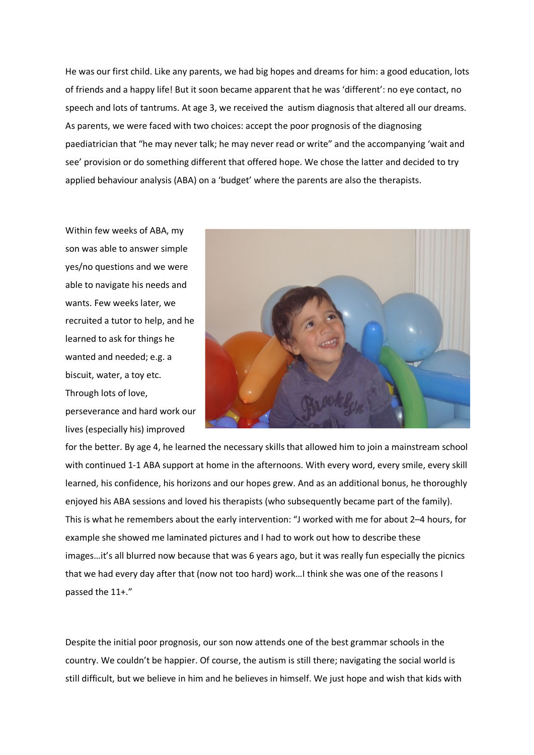He was our first child. Like any parents, we had big hopes and dreams for him: a good education, lots of friends and a happy life! But it soon became apparent that he was 'different': no eye contact, no speech and lots of tantrums. At age 3, we received the autism diagnosis that altered all our dreams. As parents, we were faced with two choices: accept the poor prognosis of the diagnosing paediatrician that "he may never talk; he may never read or write" and the accompanying 'wait and see' provision or do something different that offered hope. We chose the latter and decided to try applied behaviour analysis (ABA) on a 'budget' where the parents are also the therapists.

Within few weeks of ABA, my son was able to answer simple yes/no questions and we were able to navigate his needs and wants. Few weeks later, we recruited a tutor to help, and he learned to ask for things he wanted and needed; e.g. a biscuit, water, a toy etc. Through lots of love, perseverance and hard work our lives (especially his) improved for the better. By age 4, he learned the necessary skills that allowed him to join a mainstream school with continued 1-1 ABA support at home in the afternoons. With every word, every smile, every skill learned, his confidence, his horizons and our hopes grew. And as an additional bonus, he thoroughly enjoyed his ABA sessions and loved his therapists (who subsequently became part of the family). This is what he remembers about the early intervention: "J worked with me for about 2–4 hours, for example she showed me laminated pictures and I had to work out how to describe these images…it's all blurred now because that was 6 years ago, but it was really fun especially the picnics that we had every day after that (now not too hard) work…I think she was one of the reasons I passed the 11+."

Despite the initial poor prognosis, our son now attends one of the best grammar schools in the country. We couldn't be happier. Of course, the autism is still there; navigating the social world is still difficult, but we believe in him and he believes in himself. We just hope and wish that kids with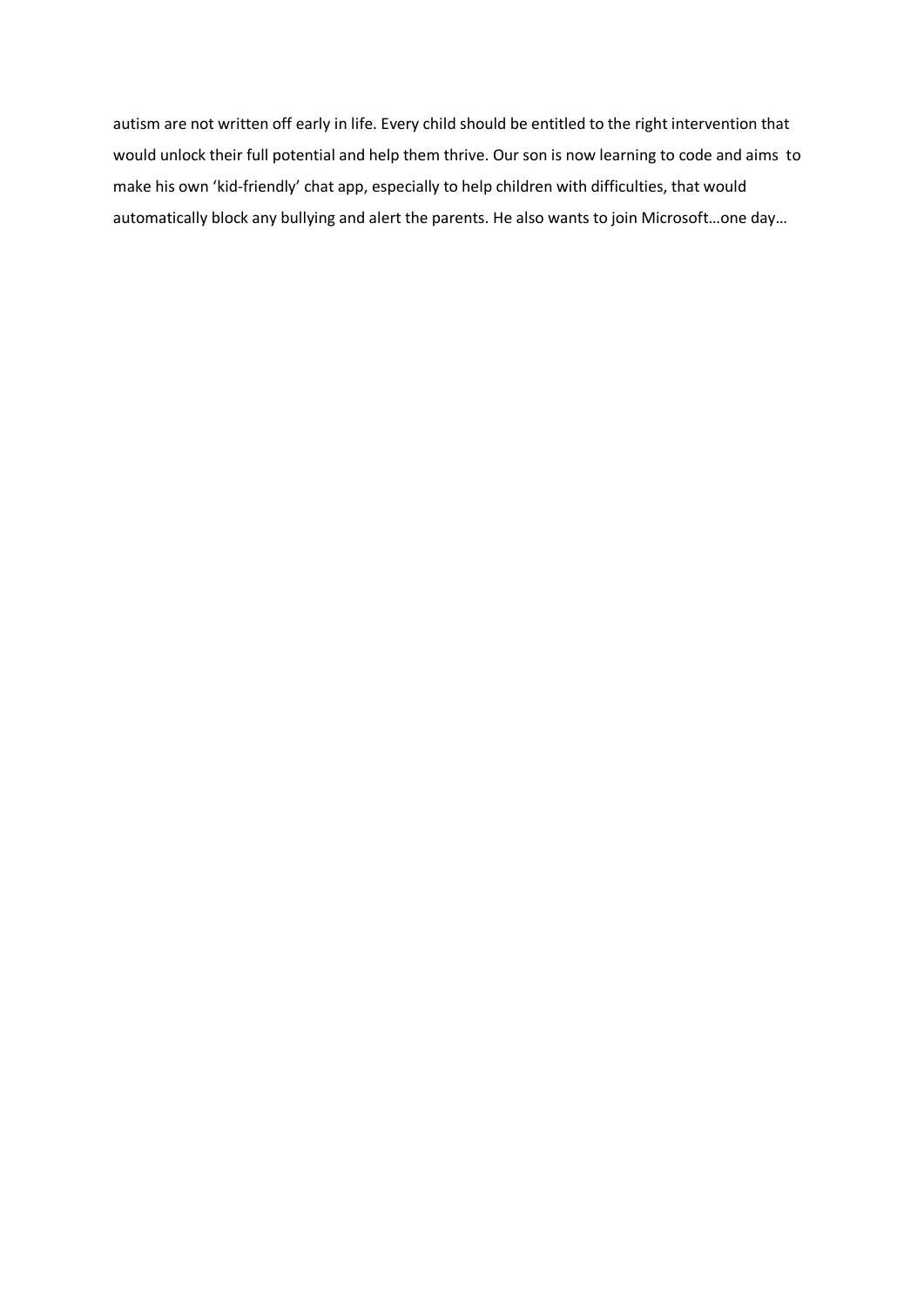autism are not written off early in life. Every child should be entitled to the right intervention that would unlock their full potential and help them thrive. Our son is now learning to code and aims to make his own 'kid-friendly' chat app, especially to help children with difficulties, that would automatically block any bullying and alert the parents. He also wants to join Microsoft…one day…